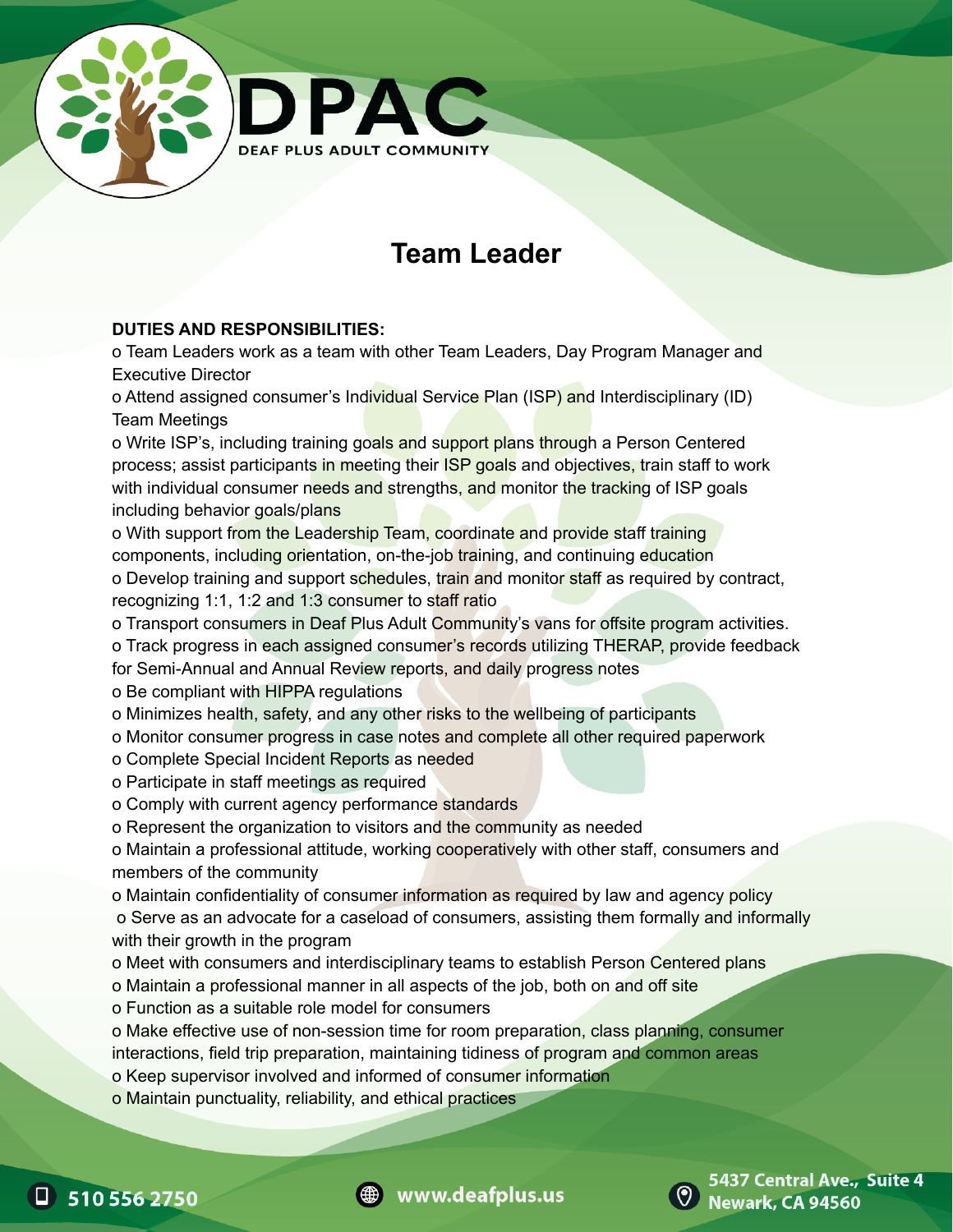# DPAC

DEAF PLUS ADULT COMMUNITY

## Team Leader

**DUTIES AND RESPONSIBILITIES:**

o Team Leaders work as a team with other Team Leaders, Day Program Manager and Executive Director

o Attend assigned consumer's Individual Service Plan (ISP) and Interdisciplinary (ID) Team Meetings

o Write ISP's, including training goals and support plans through a Person Centered process; assist participants in meeting their ISP goals and objectives, train staff to work with individual consumer needs and strengths, and monitor the tracking of ISP goals including behavior goals/plans

o With support from the Leadership Team, coordinate and provide staff training components, including orientation, on-the-job training, and continuing education

o Develop training and support schedules, train and monitor staff as required by contract, recognizing 1:1, 1:2 and 1:3 consumer to staff ratio

o Transport consumers in Deaf Plus Adult Community's vans for offsite program activities.

o Track progress in each assigned consumer's records utilizing THERAP, provide feedback for Semi-Annual and Annual Review reports, and daily progress notes

o Be compliant with HIPPA regulations

o Minimizes health, safety, and any other risks to the wellbeing of participants

o Monitor consumer progress in case notes and complete all other required paperwork

o Complete Special Incident Reports as needed

o Participate in staff meetings as required

o Comply with current agency performance standards

o Represent the organization to visitors and the community as needed

o Maintain a professional attitude, working cooperatively with other staff, consumers and members of the community

o Maintain confidentiality of consumer information as required by law and agency policy

o Serve as an advocate for a caseload of consumers, assisting them formally and informally with their growth in the program

o Meet with consumers and interdisciplinary teams to establish Person Centered plans

o Maintain a professional manner in all aspects of the job, both on and off site

o Function as a suitable role model for consumers

o Make effective use of non-session time for room preparation, class planning, consumer interactions, field trip preparation, maintaining tidiness of program and common areas

o Keep supervisor involved and informed of consumer information

o Maintain punctuality, reliability, and ethical practices

510 556 2750 | www.deafplus.us | 5437 Central Ave., Suite 4 Newark, CA 94560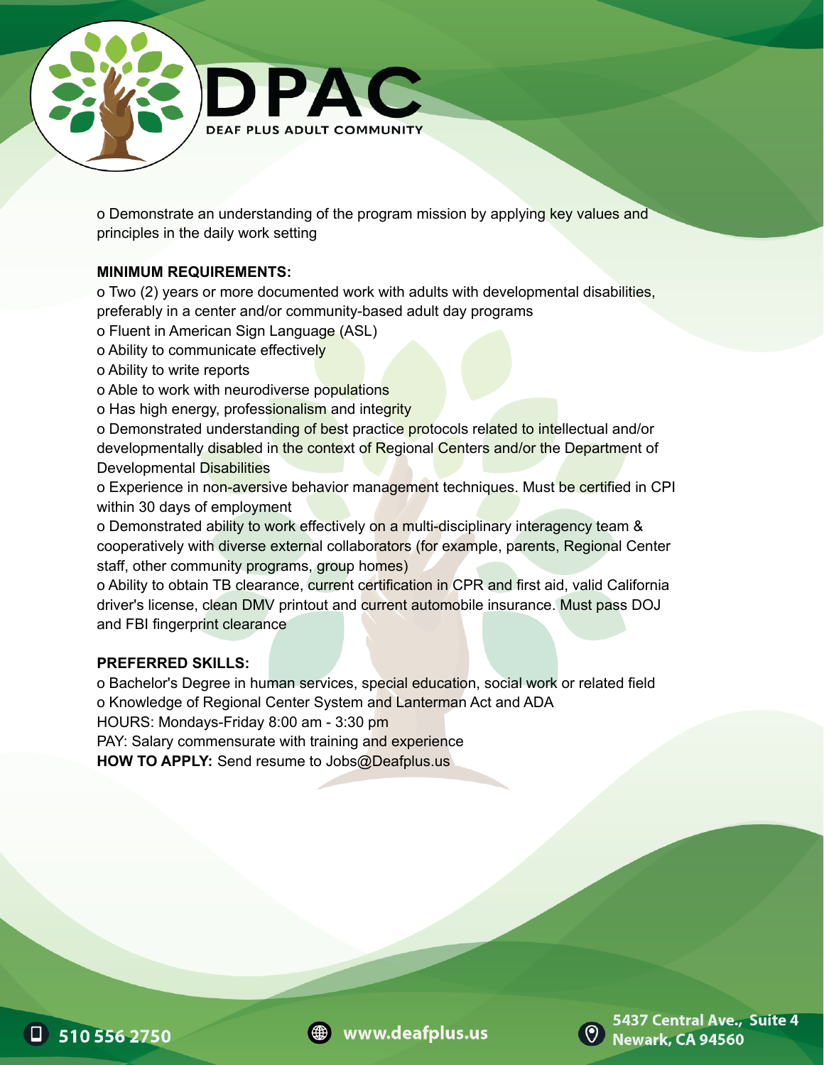o Demonstrate an understanding of the program mission by applying key values and principles in the daily work setting

**MINIMUM REQUIREMENTS:**

o Two (2) years or more documented work with adults with developmental disabilities, preferably in a center and/or community-based adult day programs
o Fluent in American Sign Language (ASL)
o Ability to communicate effectively
o Ability to write reports
o Able to work with neurodiverse populations
o Has high energy, professionalism and integrity
o Demonstrated understanding of best practice protocols related to intellectual and/or developmentally disabled in the context of Regional Centers and/or the Department of Developmental Disabilities
o Experience in non-aversive behavior management techniques. Must be certified in CPI within 30 days of employment
o Demonstrated ability to work effectively on a multi-disciplinary interagency team & cooperatively with diverse external collaborators (for example, parents, Regional Center staff, other community programs, group homes)
o Ability to obtain TB clearance, current certification in CPR and first aid, valid California driver's license, clean DMV printout and current automobile insurance. Must pass DOJ and FBI fingerprint clearance

**PREFERRED SKILLS:**

o Bachelor's Degree in human services, special education, social work or related field
o Knowledge of Regional Center System and Lanterman Act and ADA
HOURS: Mondays-Friday 8:00 am - 3:30 pm
PAY: Salary commensurate with training and experience
**HOW TO APPLY:** Send resume to Jobs@Deafplus.us

510 556 2750
www.deafplus.us
5437 Central Ave., Suite 4
Newark, CA 94560